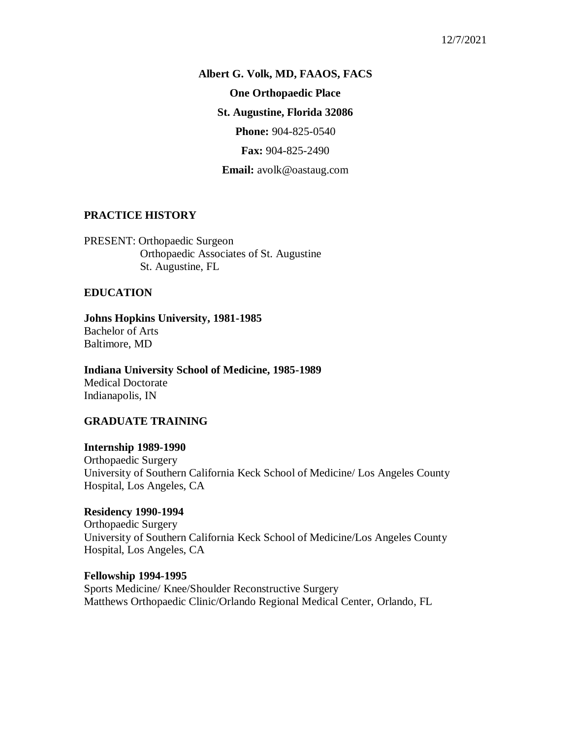12/7/2021

**Albert G. Volk, MD, FAAOS, FACS**

**One Orthopaedic Place**

**St. Augustine, Florida 32086**

**Phone:** 904-825-0540

**Fax:** 904-825-2490

**Email:** avolk@oastaug.com

## PRACTICE HISTORY

PRESENT: Orthopaedic Surgeon
Orthopaedic Associates of St. Augustine
St. Augustine, FL

## EDUCATION

**Johns Hopkins University, 1981-1985**
Bachelor of Arts
Baltimore, MD

**Indiana University School of Medicine, 1985-1989**
Medical Doctorate
Indianapolis, IN

## GRADUATE TRAINING

**Internship 1989-1990**
Orthopaedic Surgery
University of Southern California Keck School of Medicine/ Los Angeles County Hospital, Los Angeles, CA

**Residency 1990-1994**
Orthopaedic Surgery
University of Southern California Keck School of Medicine/Los Angeles County Hospital, Los Angeles, CA

**Fellowship 1994-1995**
Sports Medicine/ Knee/Shoulder Reconstructive Surgery
Matthews Orthopaedic Clinic/Orlando Regional Medical Center, Orlando, FL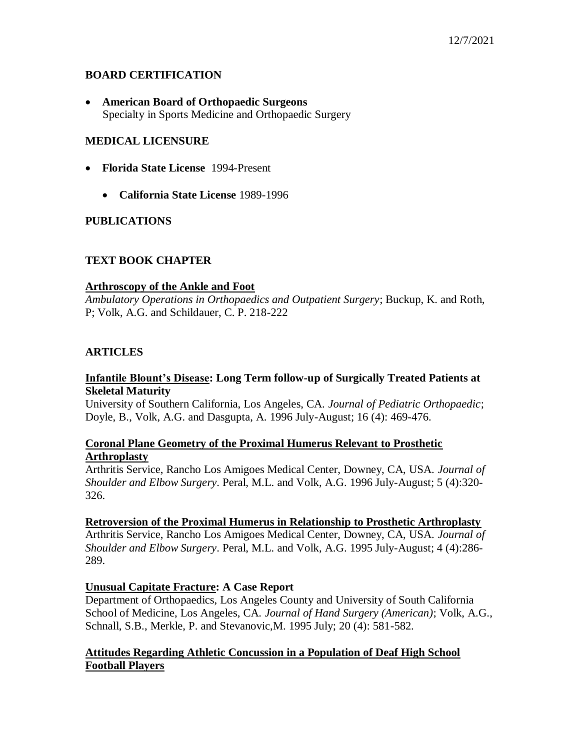## BOARD CERTIFICATION

- **American Board of Orthopaedic Surgeons**
  Specialty in Sports Medicine and Orthopaedic Surgery

## MEDICAL LICENSURE

- **Florida State License** 1994-Present
  - **California State License** 1989-1996

## PUBLICATIONS

## TEXT BOOK CHAPTER

**Arthroscopy of the Ankle and Foot**
*Ambulatory Operations in Orthopaedics and Outpatient Surgery*; Buckup, K. and Roth, P; Volk, A.G. and Schildauer, C. P. 218-222

## ARTICLES

**Infantile Blount's Disease: Long Term follow-up of Surgically Treated Patients at Skeletal Maturity**
University of Southern California, Los Angeles, CA. *Journal of Pediatric Orthopaedic*; Doyle, B., Volk, A.G. and Dasgupta, A. 1996 July-August; 16 (4): 469-476.

**Coronal Plane Geometry of the Proximal Humerus Relevant to Prosthetic Arthroplasty**
Arthritis Service, Rancho Los Amigoes Medical Center, Downey, CA, USA. *Journal of Shoulder and Elbow Surgery*. Peral, M.L. and Volk, A.G. 1996 July-August; 5 (4):320-326.

**Retroversion of the Proximal Humerus in Relationship to Prosthetic Arthroplasty**
Arthritis Service, Rancho Los Amigoes Medical Center, Downey, CA, USA. *Journal of Shoulder and Elbow Surgery*. Peral, M.L. and Volk, A.G. 1995 July-August; 4 (4):286-289.

**Unusual Capitate Fracture: A Case Report**
Department of Orthopaedics, Los Angeles County and University of South California School of Medicine, Los Angeles, CA. *Journal of Hand Surgery (American)*; Volk, A.G., Schnall, S.B., Merkle, P. and Stevanovic,M. 1995 July; 20 (4): 581-582.

**Attitudes Regarding Athletic Concussion in a Population of Deaf High School Football Players**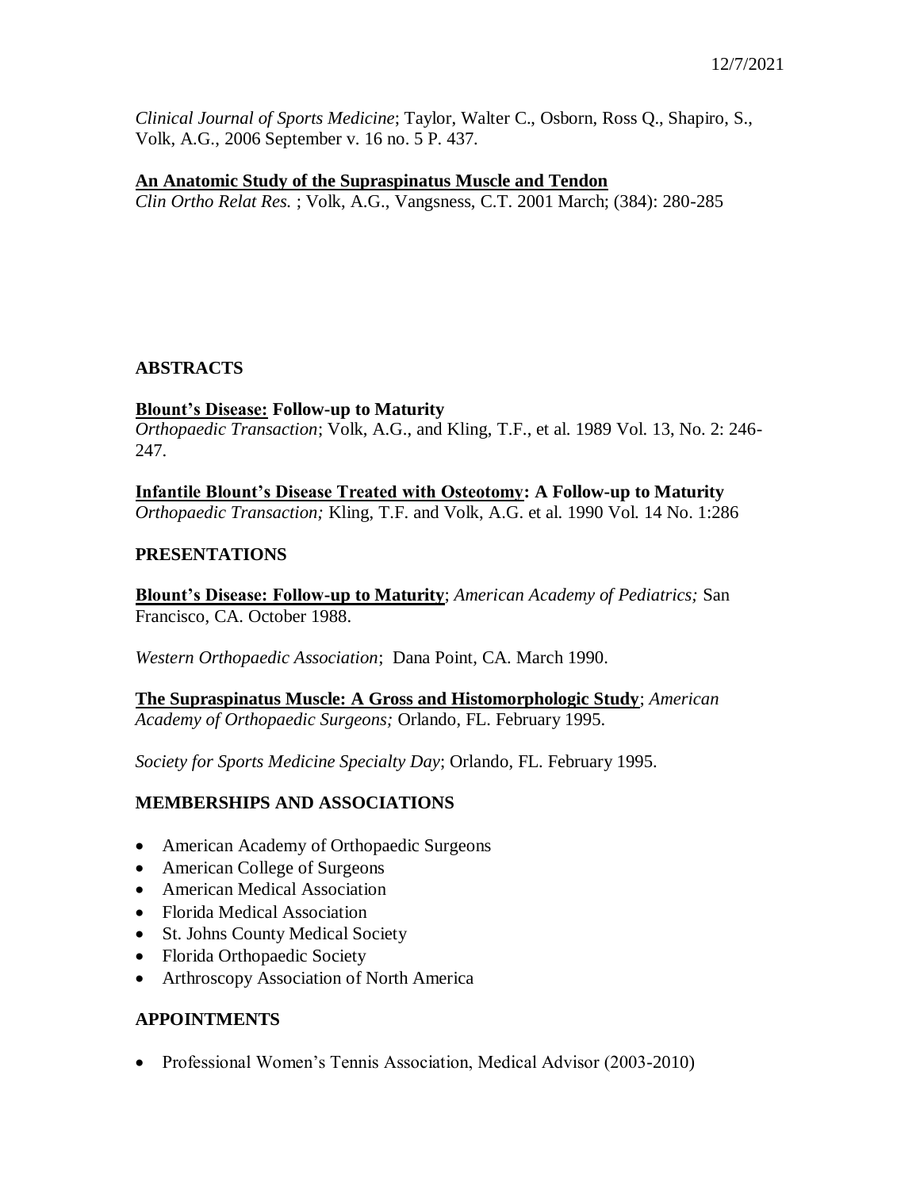*Clinical Journal of Sports Medicine*; Taylor, Walter C., Osborn, Ross Q., Shapiro, S., Volk, A.G., 2006 September v. 16 no. 5 P. 437.

**An Anatomic Study of the Supraspinatus Muscle and Tendon**
*Clin Ortho Relat Res.* ; Volk, A.G., Vangsness, C.T. 2001 March; (384): 280-285

## ABSTRACTS

**Blount's Disease: Follow-up to Maturity**
*Orthopaedic Transaction*; Volk, A.G., and Kling, T.F., et al. 1989 Vol. 13, No. 2: 246-247.

**Infantile Blount's Disease Treated with Osteotomy: A Follow-up to Maturity**
*Orthopaedic Transaction;* Kling, T.F. and Volk, A.G. et al. 1990 Vol. 14 No. 1:286

## PRESENTATIONS

**Blount's Disease: Follow-up to Maturity**; *American Academy of Pediatrics;* San Francisco, CA. October 1988.

*Western Orthopaedic Association*; Dana Point, CA. March 1990.

**The Supraspinatus Muscle: A Gross and Histomorphologic Study**; *American Academy of Orthopaedic Surgeons;* Orlando, FL. February 1995.

*Society for Sports Medicine Specialty Day*; Orlando, FL. February 1995.

## MEMBERSHIPS AND ASSOCIATIONS

- American Academy of Orthopaedic Surgeons
- American College of Surgeons
- American Medical Association
- Florida Medical Association
- St. Johns County Medical Society
- Florida Orthopaedic Society
- Arthroscopy Association of North America

## APPOINTMENTS

- Professional Women's Tennis Association, Medical Advisor (2003-2010)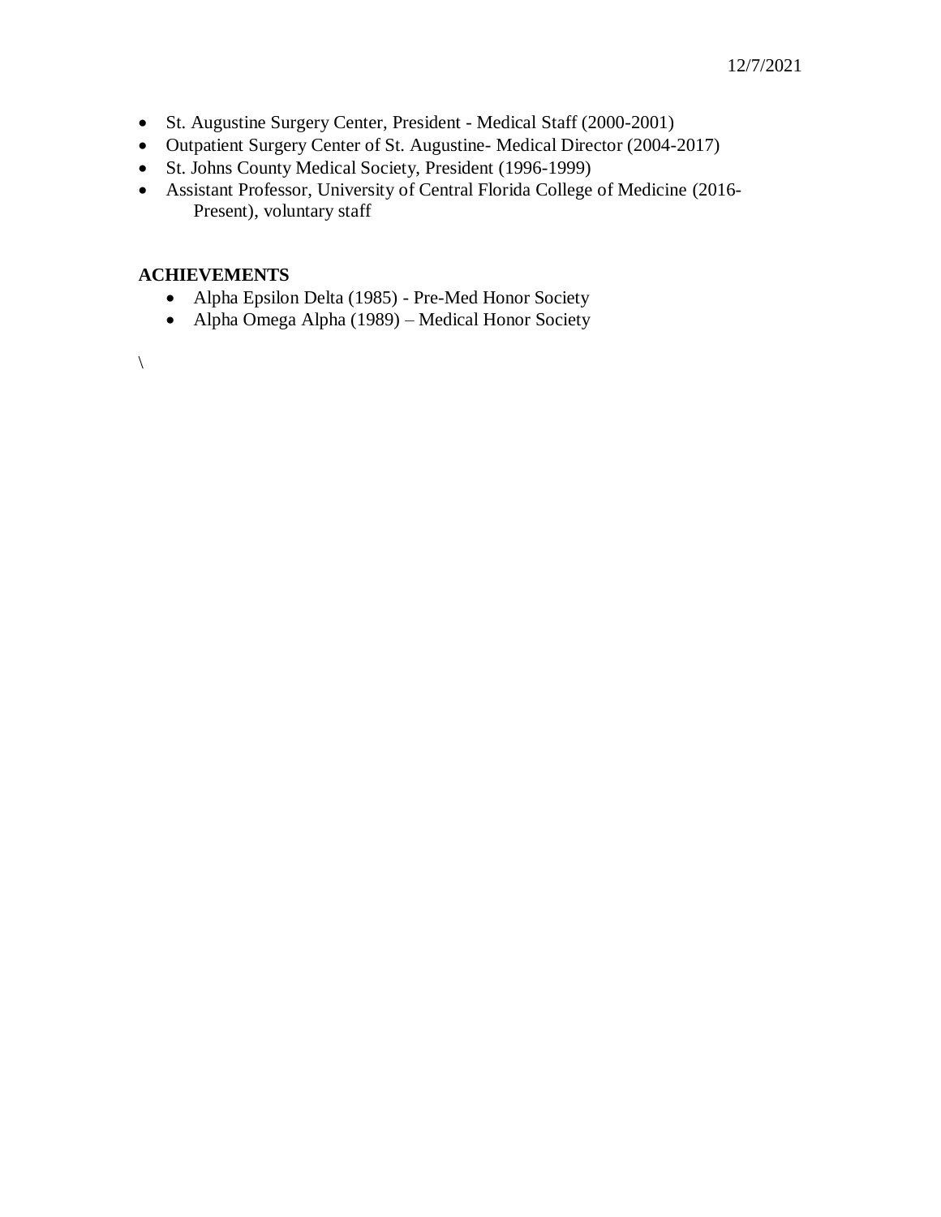- St. Augustine Surgery Center, President - Medical Staff (2000-2001)
- Outpatient Surgery Center of St. Augustine- Medical Director (2004-2017)
- St. Johns County Medical Society, President (1996-1999)
- Assistant Professor, University of Central Florida College of Medicine (2016-Present), voluntary staff

**ACHIEVEMENTS**

- Alpha Epsilon Delta (1985) - Pre-Med Honor Society
- Alpha Omega Alpha (1989) – Medical Honor Society

\